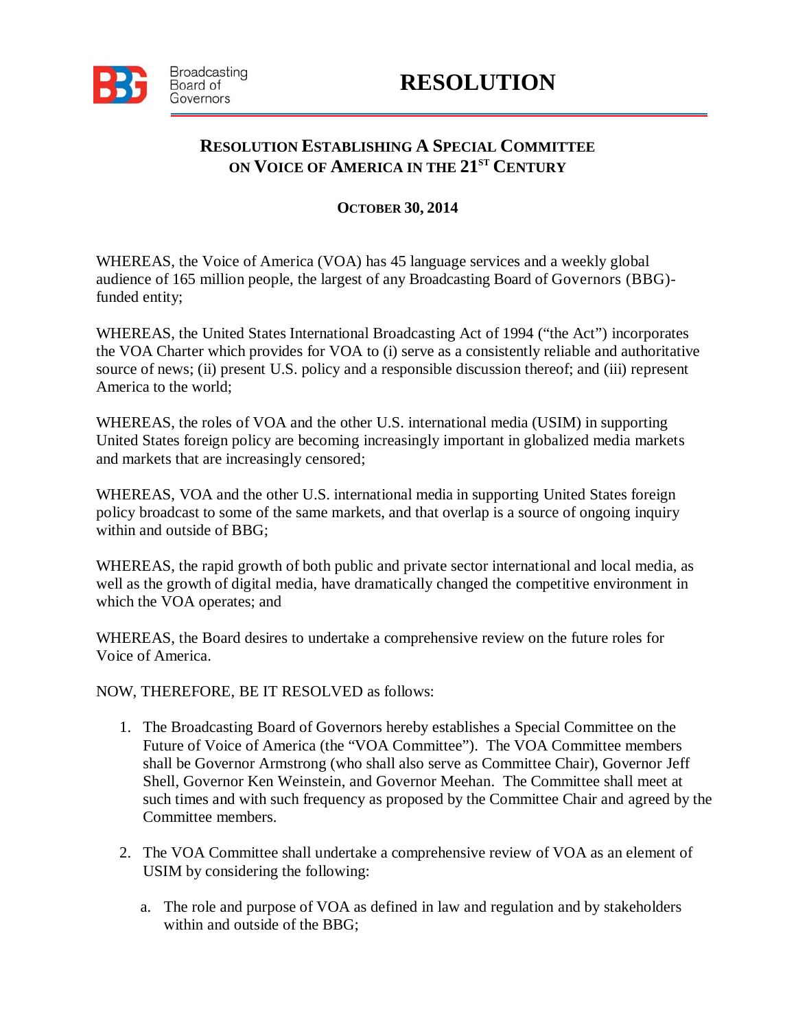Broadcasting Board of Governors

# RESOLUTION

## RESOLUTION ESTABLISHING A SPECIAL COMMITTEE ON VOICE OF AMERICA IN THE 21ST CENTURY

**OCTOBER 30, 2014**

WHEREAS, the Voice of America (VOA) has 45 language services and a weekly global audience of 165 million people, the largest of any Broadcasting Board of Governors (BBG)-funded entity;

WHEREAS, the United States International Broadcasting Act of 1994 ("the Act") incorporates the VOA Charter which provides for VOA to (i) serve as a consistently reliable and authoritative source of news; (ii) present U.S. policy and a responsible discussion thereof; and (iii) represent America to the world;

WHEREAS, the roles of VOA and the other U.S. international media (USIM) in supporting United States foreign policy are becoming increasingly important in globalized media markets and markets that are increasingly censored;

WHEREAS, VOA and the other U.S. international media in supporting United States foreign policy broadcast to some of the same markets, and that overlap is a source of ongoing inquiry within and outside of BBG;

WHEREAS, the rapid growth of both public and private sector international and local media, as well as the growth of digital media, have dramatically changed the competitive environment in which the VOA operates; and

WHEREAS, the Board desires to undertake a comprehensive review on the future roles for Voice of America.

NOW, THEREFORE, BE IT RESOLVED as follows:

1. The Broadcasting Board of Governors hereby establishes a Special Committee on the Future of Voice of America (the "VOA Committee"). The VOA Committee members shall be Governor Armstrong (who shall also serve as Committee Chair), Governor Jeff Shell, Governor Ken Weinstein, and Governor Meehan. The Committee shall meet at such times and with such frequency as proposed by the Committee Chair and agreed by the Committee members.

2. The VOA Committee shall undertake a comprehensive review of VOA as an element of USIM by considering the following:

    a. The role and purpose of VOA as defined in law and regulation and by stakeholders within and outside of the BBG;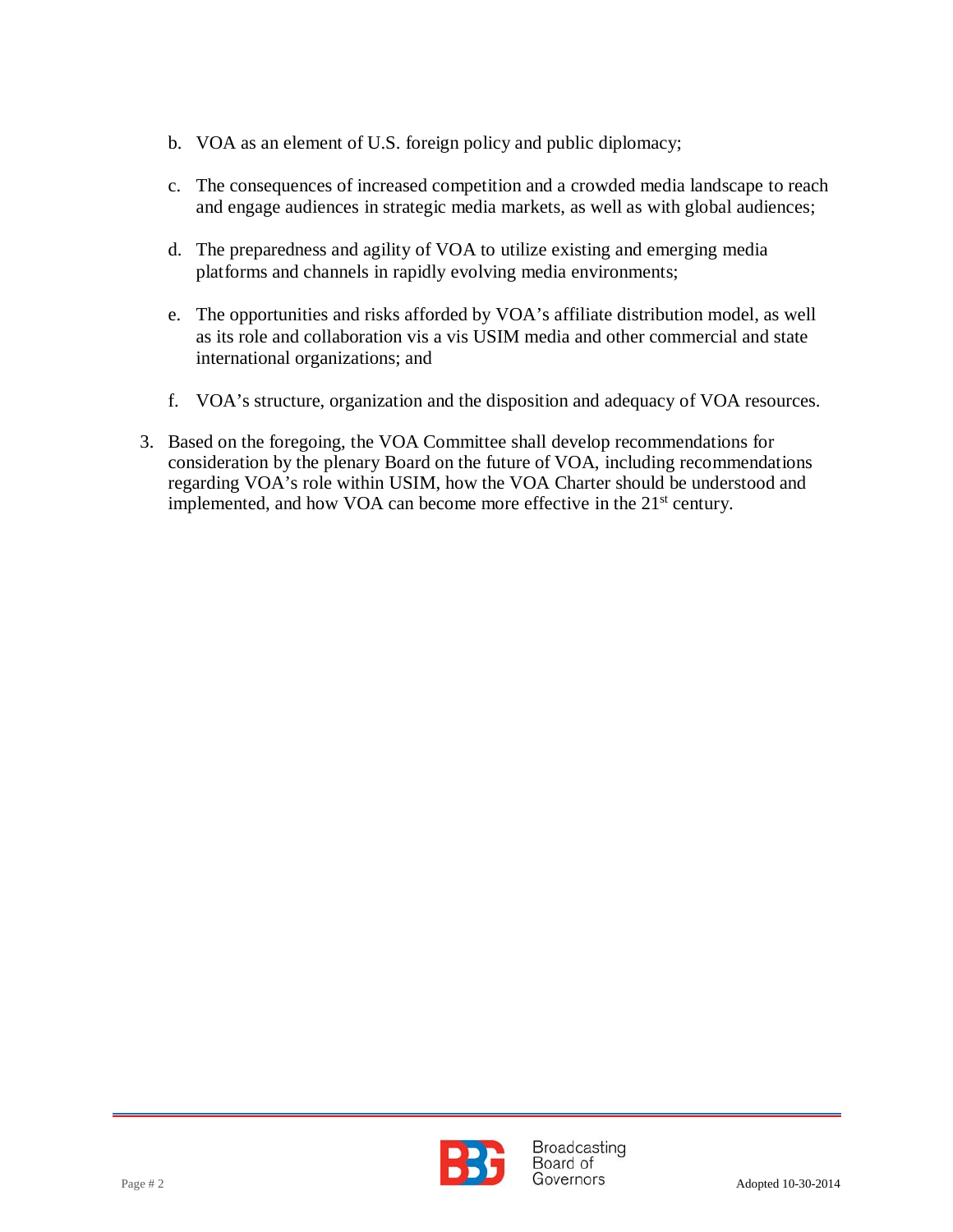b. VOA as an element of U.S. foreign policy and public diplomacy;

   c. The consequences of increased competition and a crowded media landscape to reach and engage audiences in strategic media markets, as well as with global audiences;

   d. The preparedness and agility of VOA to utilize existing and emerging media platforms and channels in rapidly evolving media environments;

   e. The opportunities and risks afforded by VOA's affiliate distribution model, as well as its role and collaboration vis a vis USIM media and other commercial and state international organizations; and

   f. VOA's structure, organization and the disposition and adequacy of VOA resources.

3. Based on the foregoing, the VOA Committee shall develop recommendations for consideration by the plenary Board on the future of VOA, including recommendations regarding VOA's role within USIM, how the VOA Charter should be understood and implemented, and how VOA can become more effective in the 21st century.